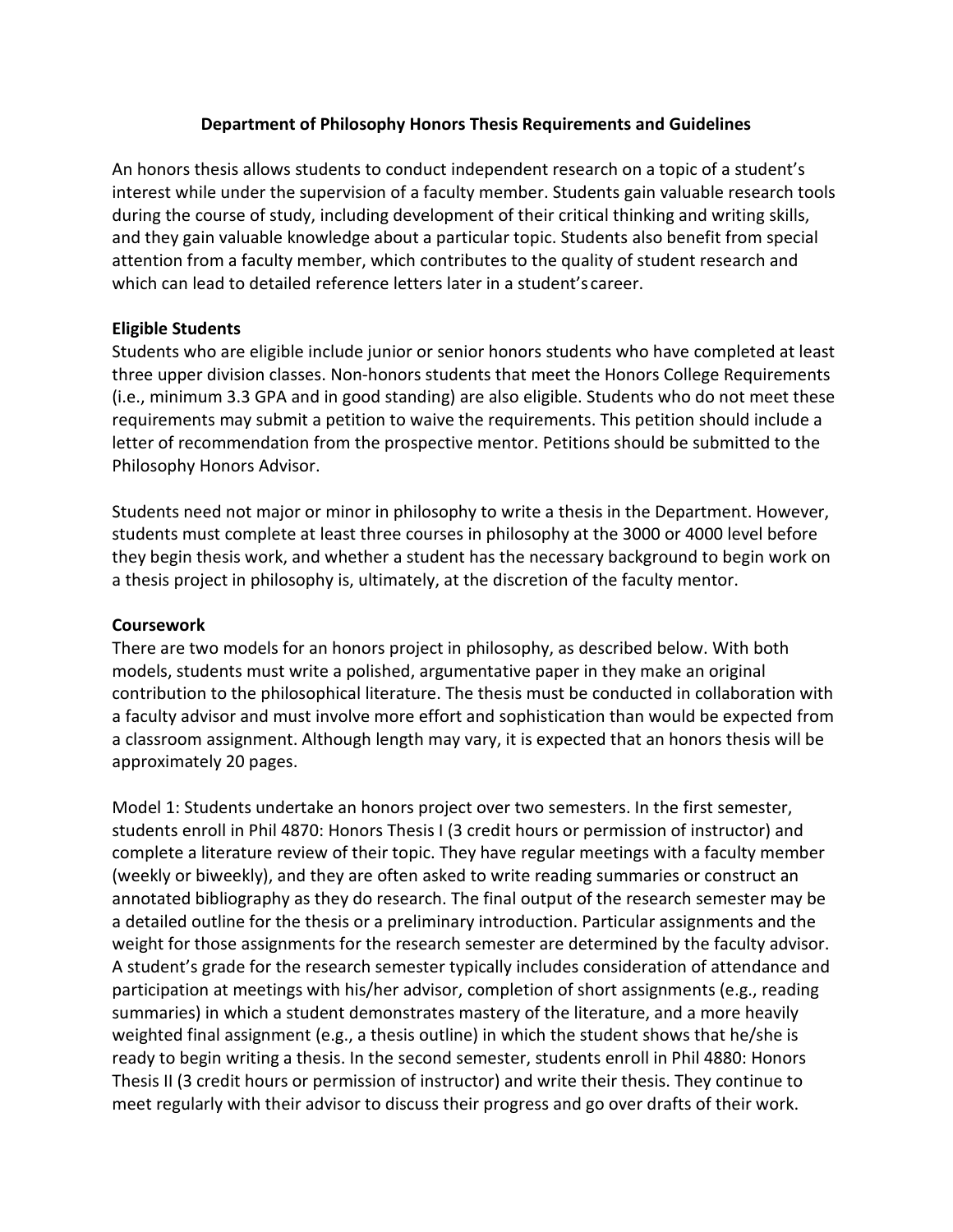# Department of Philosophy Honors Thesis Requirements and Guidelines

An honors thesis allows students to conduct independent research on a topic of a student's interest while under the supervision of a faculty member. Students gain valuable research tools during the course of study, including development of their critical thinking and writing skills, and they gain valuable knowledge about a particular topic. Students also benefit from special attention from a faculty member, which contributes to the quality of student research and which can lead to detailed reference letters later in a student's career.

## Eligible Students

Students who are eligible include junior or senior honors students who have completed at least three upper division classes. Non-honors students that meet the Honors College Requirements (i.e., minimum 3.3 GPA and in good standing) are also eligible. Students who do not meet these requirements may submit a petition to waive the requirements. This petition should include a letter of recommendation from the prospective mentor. Petitions should be submitted to the Philosophy Honors Advisor.

Students need not major or minor in philosophy to write a thesis in the Department. However, students must complete at least three courses in philosophy at the 3000 or 4000 level before they begin thesis work, and whether a student has the necessary background to begin work on a thesis project in philosophy is, ultimately, at the discretion of the faculty mentor.

## Coursework

There are two models for an honors project in philosophy, as described below. With both models, students must write a polished, argumentative paper in they make an original contribution to the philosophical literature. The thesis must be conducted in collaboration with a faculty advisor and must involve more effort and sophistication than would be expected from a classroom assignment. Although length may vary, it is expected that an honors thesis will be approximately 20 pages.

Model 1: Students undertake an honors project over two semesters. In the first semester, students enroll in Phil 4870: Honors Thesis I (3 credit hours or permission of instructor) and complete a literature review of their topic. They have regular meetings with a faculty member (weekly or biweekly), and they are often asked to write reading summaries or construct an annotated bibliography as they do research. The final output of the research semester may be a detailed outline for the thesis or a preliminary introduction. Particular assignments and the weight for those assignments for the research semester are determined by the faculty advisor. A student's grade for the research semester typically includes consideration of attendance and participation at meetings with his/her advisor, completion of short assignments (e.g., reading summaries) in which a student demonstrates mastery of the literature, and a more heavily weighted final assignment (e.g., a thesis outline) in which the student shows that he/she is ready to begin writing a thesis. In the second semester, students enroll in Phil 4880: Honors Thesis II (3 credit hours or permission of instructor) and write their thesis. They continue to meet regularly with their advisor to discuss their progress and go over drafts of their work.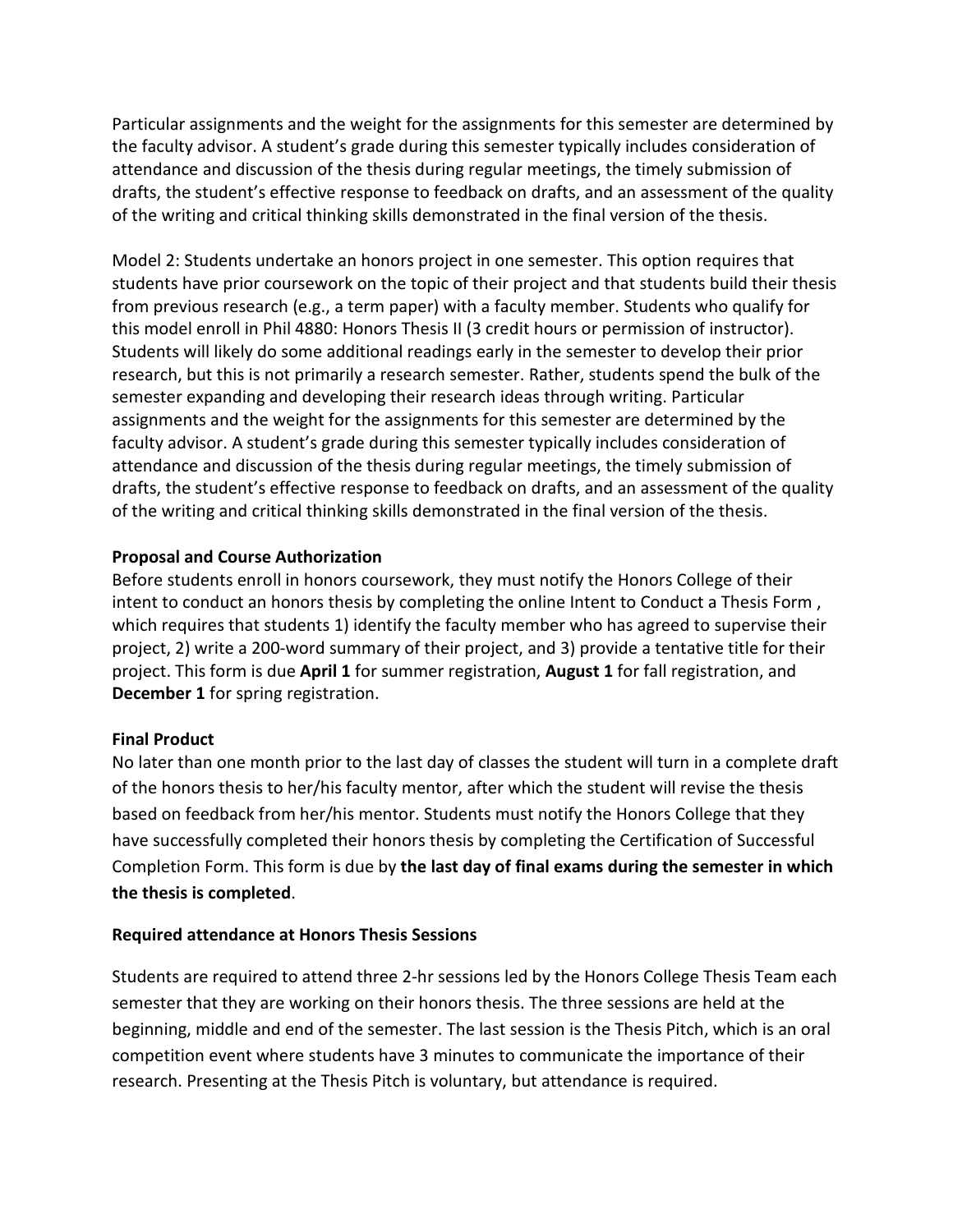Particular assignments and the weight for the assignments for this semester are determined by the faculty advisor. A student's grade during this semester typically includes consideration of attendance and discussion of the thesis during regular meetings, the timely submission of drafts, the student's effective response to feedback on drafts, and an assessment of the quality of the writing and critical thinking skills demonstrated in the final version of the thesis.

Model 2: Students undertake an honors project in one semester. This option requires that students have prior coursework on the topic of their project and that students build their thesis from previous research (e.g., a term paper) with a faculty member. Students who qualify for this model enroll in Phil 4880: Honors Thesis II (3 credit hours or permission of instructor). Students will likely do some additional readings early in the semester to develop their prior research, but this is not primarily a research semester. Rather, students spend the bulk of the semester expanding and developing their research ideas through writing. Particular assignments and the weight for the assignments for this semester are determined by the faculty advisor. A student's grade during this semester typically includes consideration of attendance and discussion of the thesis during regular meetings, the timely submission of drafts, the student's effective response to feedback on drafts, and an assessment of the quality of the writing and critical thinking skills demonstrated in the final version of the thesis.

**Proposal and Course Authorization**

Before students enroll in honors coursework, they must notify the Honors College of their intent to conduct an honors thesis by completing the online Intent to Conduct a Thesis Form , which requires that students 1) identify the faculty member who has agreed to supervise their project, 2) write a 200-word summary of their project, and 3) provide a tentative title for their project. This form is due **April 1** for summer registration, **August 1** for fall registration, and **December 1** for spring registration.

**Final Product**

No later than one month prior to the last day of classes the student will turn in a complete draft of the honors thesis to her/his faculty mentor, after which the student will revise the thesis based on feedback from her/his mentor. Students must notify the Honors College that they have successfully completed their honors thesis by completing the Certification of Successful Completion Form. This form is due by **the last day of final exams during the semester in which the thesis is completed**.

**Required attendance at Honors Thesis Sessions**

Students are required to attend three 2-hr sessions led by the Honors College Thesis Team each semester that they are working on their honors thesis. The three sessions are held at the beginning, middle and end of the semester. The last session is the Thesis Pitch, which is an oral competition event where students have 3 minutes to communicate the importance of their research. Presenting at the Thesis Pitch is voluntary, but attendance is required.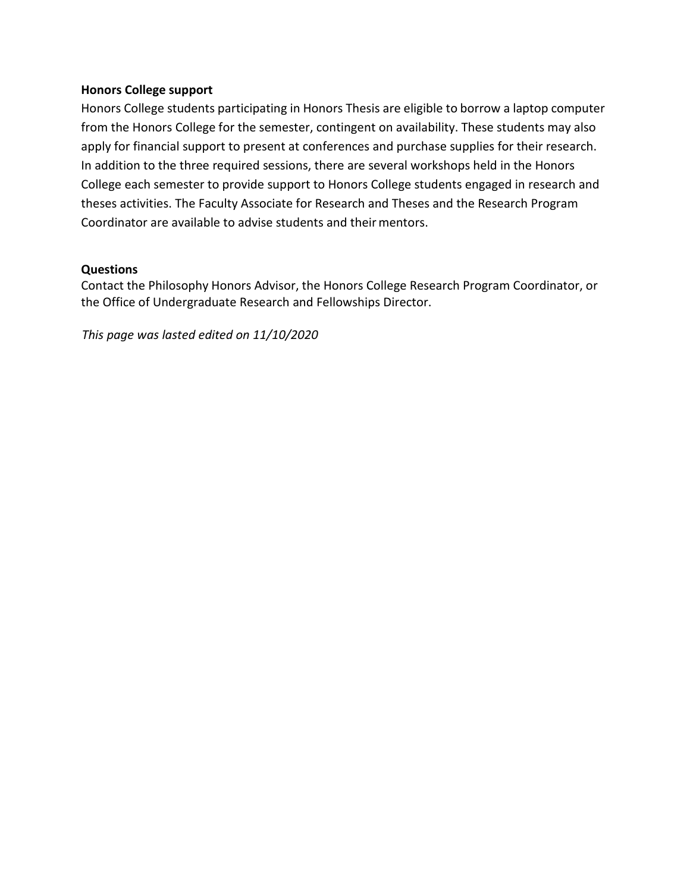**Honors College support**

Honors College students participating in Honors Thesis are eligible to borrow a laptop computer from the Honors College for the semester, contingent on availability. These students may also apply for financial support to present at conferences and purchase supplies for their research. In addition to the three required sessions, there are several workshops held in the Honors College each semester to provide support to Honors College students engaged in research and theses activities. The Faculty Associate for Research and Theses and the Research Program Coordinator are available to advise students and their mentors.

**Questions**

Contact the Philosophy Honors Advisor, the Honors College Research Program Coordinator, or the Office of Undergraduate Research and Fellowships Director.

*This page was lasted edited on 11/10/2020*